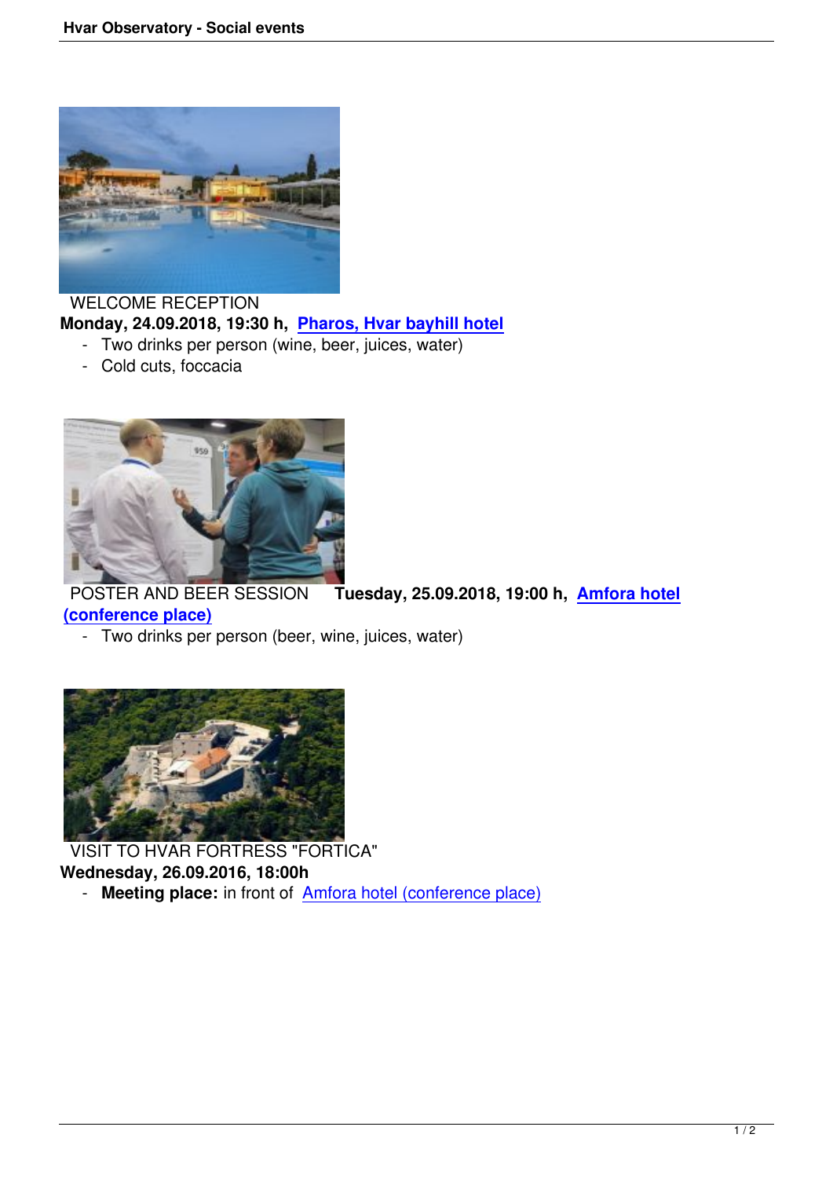WELCOME RECEPTION

**Monday, 24.09.2018, 19:30 h, Pharos, Hvar bayhill hotel**

- Two drinks per person (wine, beer, juices, water)
- Cold cuts, foccacia

POSTER AND BEER SESSION **Tuesday, 25.09.2018, 19:00 h, Amfora hotel (conference place)**

- Two drinks per person (beer, wine, juices, water)

VISIT TO HVAR FORTRESS "FORTICA"

**Wednesday, 26.09.2016, 18:00h**

- **Meeting place:** in front of Amfora hotel (conference place)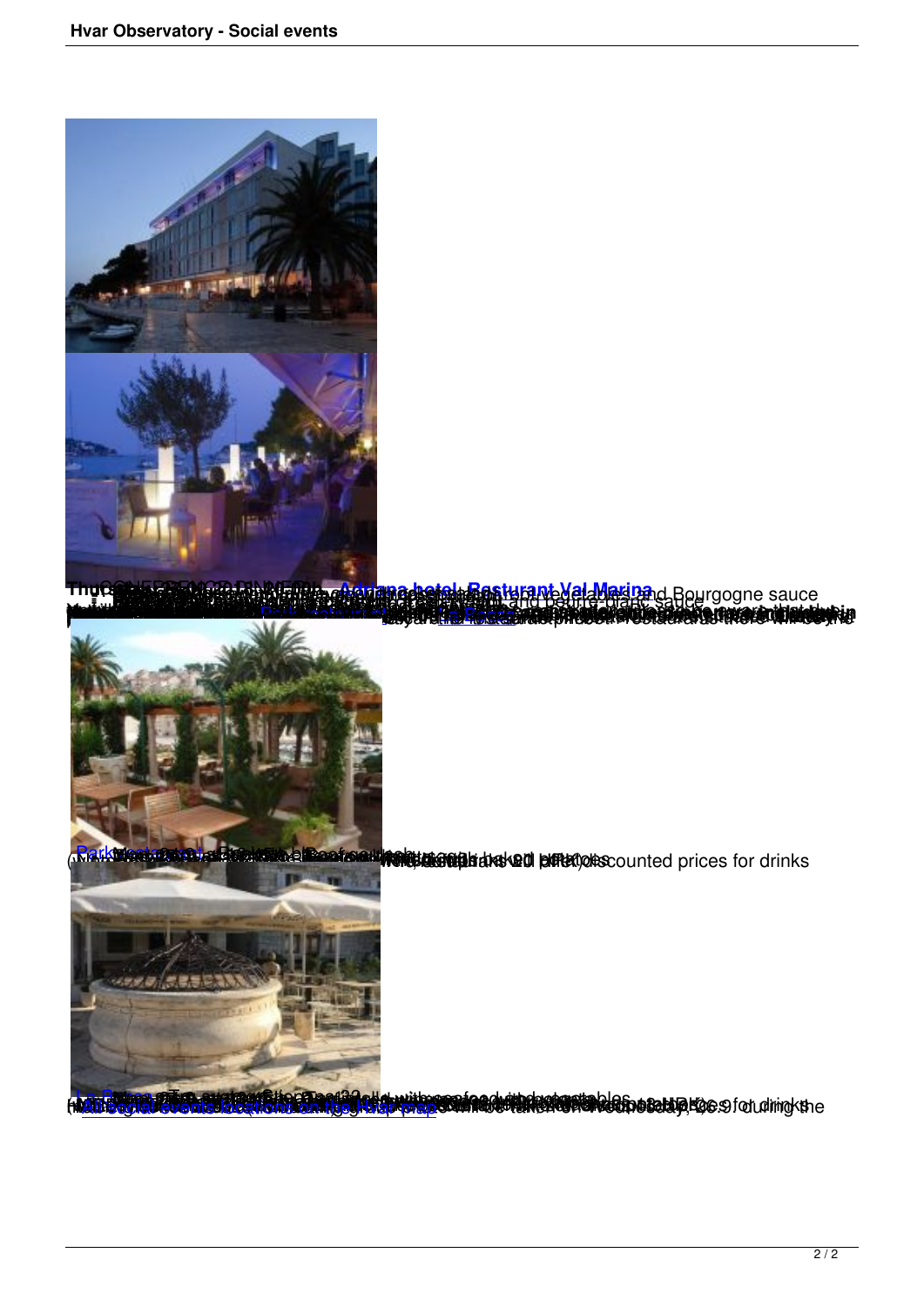Adriana hotel, Resturant Val Marina

and Bourgogne sauce

discounted prices for drinks

All social events locations on the Hvar map